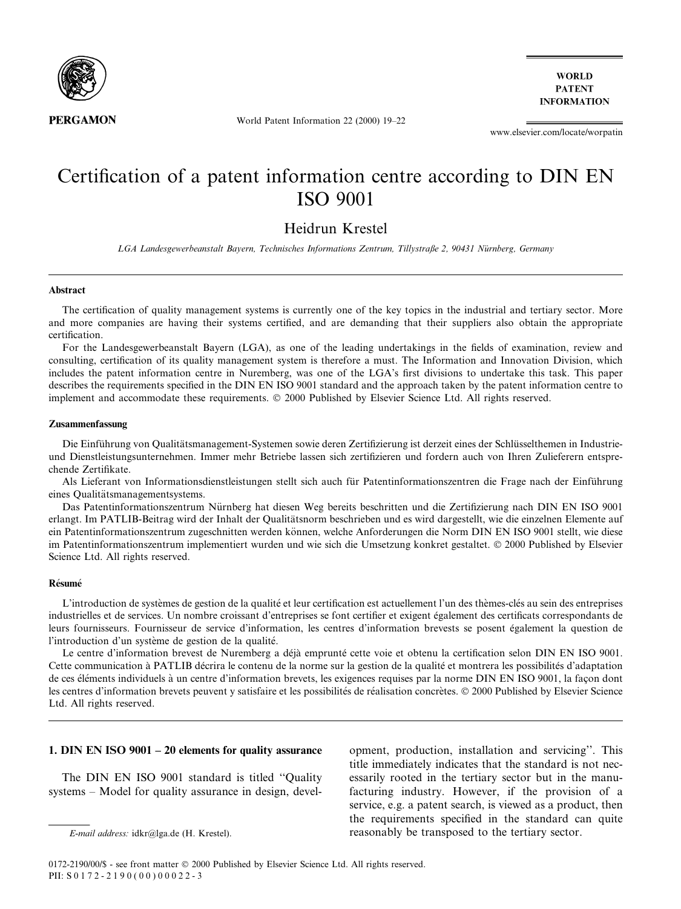# Certification of a patent information centre according to DIN EN ISO 9001

Heidrun Krestel

*LGA Landesgewerbeanstalt Bayern, Technisches Informations Zentrum, Tillystraße 2, 90431 Nürnberg, Germany*

## Abstract

The certification of quality management systems is currently one of the key topics in the industrial and tertiary sector. More and more companies are having their systems certified, and are demanding that their suppliers also obtain the appropriate certification.

For the Landesgewerbeanstalt Bayern (LGA), as one of the leading undertakings in the fields of examination, review and consulting, certification of its quality management system is therefore a must. The Information and Innovation Division, which includes the patent information centre in Nuremberg, was one of the LGA's first divisions to undertake this task. This paper describes the requirements specified in the DIN EN ISO 9001 standard and the approach taken by the patent information centre to implement and accommodate these requirements. © 2000 Published by Elsevier Science Ltd. All rights reserved.

## Zusammenfassung

Die Einführung von Qualitätsmanagement-Systemen sowie deren Zertifizierung ist derzeit eines der Schlüsselthemen in Industrie- und Dienstleistungsunternehmen. Immer mehr Betriebe lassen sich zertifizieren und fordern auch von Ihren Zulieferern entsprechende Zertifikate.

Als Lieferant von Informationsdienstleistungen stellt sich auch für Patentinformationszentren die Frage nach der Einführung eines Qualitätsmanagementsystems.

Das Patentinformationszentrum Nürnberg hat diesen Weg bereits beschritten und die Zertifizierung nach DIN EN ISO 9001 erlangt. Im PATLIB-Beitrag wird der Inhalt der Qualitätsnorm beschrieben und es wird dargestellt, wie die einzelnen Elemente auf ein Patentinformationszentrum zugeschnitten werden können, welche Anforderungen die Norm DIN EN ISO 9001 stellt, wie diese im Patentinformationszentrum implementiert wurden und wie sich die Umsetzung konkret gestaltet. © 2000 Published by Elsevier Science Ltd. All rights reserved.

## Résumé

L'introduction de systèmes de gestion de la qualité et leur certification est actuellement l'un des thèmes-clés au sein des entreprises industrielles et de services. Un nombre croissant d'entreprises se font certifier et exigent également des certificats correspondants de leurs fournisseurs. Fournisseur de service d'information, les centres d'information brevests se posent également la question de l'introduction d'un système de gestion de la qualité.

Le centre d'information brevest de Nuremberg a déjà emprunté cette voie et obtenu la certification selon DIN EN ISO 9001. Cette communication à PATLIB décrira le contenu de la norme sur la gestion de la qualité et montrera les possibilités d'adaptation de ces éléments individuels à un centre d'information brevets, les exigences requises par la norme DIN EN ISO 9001, la façon dont les centres d'information brevets peuvent y satisfaire et les possibilités de réalisation concrètes. © 2000 Published by Elsevier Science Ltd. All rights reserved.

## 1. DIN EN ISO 9001 – 20 elements for quality assurance

The DIN EN ISO 9001 standard is titled "Quality systems – Model for quality assurance in design, development, production, installation and servicing". This title immediately indicates that the standard is not necessarily rooted in the tertiary sector but in the manufacturing industry. However, if the provision of a service, e.g. a patent search, is viewed as a product, then the requirements specified in the standard can quite reasonably be transposed to the tertiary sector.

*E-mail address:* idkr@lga.de (H. Krestel).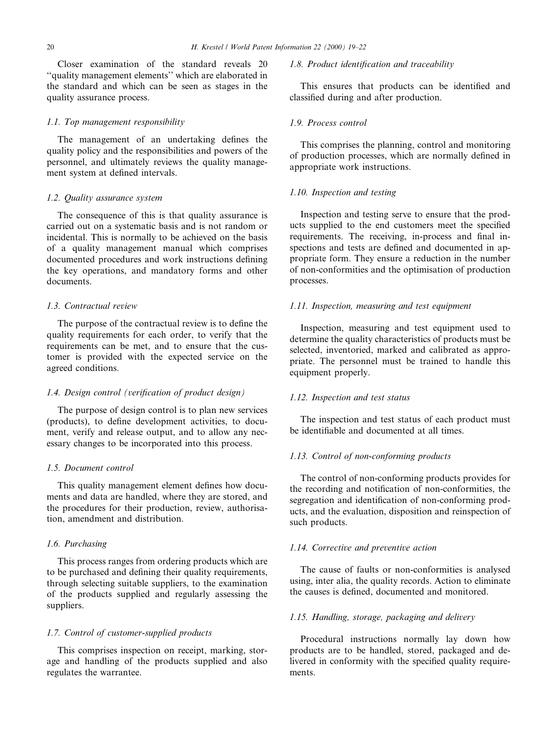Closer examination of the standard reveals 20 "quality management elements" which are elaborated in the standard and which can be seen as stages in the quality assurance process.

### 1.1. Top management responsibility

The management of an undertaking defines the quality policy and the responsibilities and powers of the personnel, and ultimately reviews the quality management system at defined intervals.

### 1.2. Quality assurance system

The consequence of this is that quality assurance is carried out on a systematic basis and is not random or incidental. This is normally to be achieved on the basis of a quality management manual which comprises documented procedures and work instructions defining the key operations, and mandatory forms and other documents.

### 1.3. Contractual review

The purpose of the contractual review is to define the quality requirements for each order, to verify that the requirements can be met, and to ensure that the customer is provided with the expected service on the agreed conditions.

### 1.4. Design control (verification of product design)

The purpose of design control is to plan new services (products), to define development activities, to document, verify and release output, and to allow any necessary changes to be incorporated into this process.

### 1.5. Document control

This quality management element defines how documents and data are handled, where they are stored, and the procedures for their production, review, authorisation, amendment and distribution.

### 1.6. Purchasing

This process ranges from ordering products which are to be purchased and defining their quality requirements, through selecting suitable suppliers, to the examination of the products supplied and regularly assessing the suppliers.

### 1.7. Control of customer-supplied products

This comprises inspection on receipt, marking, storage and handling of the products supplied and also regulates the warrantee.

### 1.8. Product identification and traceability

This ensures that products can be identified and classified during and after production.

### 1.9. Process control

This comprises the planning, control and monitoring of production processes, which are normally defined in appropriate work instructions.

### 1.10. Inspection and testing

Inspection and testing serve to ensure that the products supplied to the end customers meet the specified requirements. The receiving, in-process and final inspections and tests are defined and documented in appropriate form. They ensure a reduction in the number of non-conformities and the optimisation of production processes.

### 1.11. Inspection, measuring and test equipment

Inspection, measuring and test equipment used to determine the quality characteristics of products must be selected, inventoried, marked and calibrated as appropriate. The personnel must be trained to handle this equipment properly.

### 1.12. Inspection and test status

The inspection and test status of each product must be identifiable and documented at all times.

### 1.13. Control of non-conforming products

The control of non-conforming products provides for the recording and notification of non-conformities, the segregation and identification of non-conforming products, and the evaluation, disposition and reinspection of such products.

### 1.14. Corrective and preventive action

The cause of faults or non-conformities is analysed using, inter alia, the quality records. Action to eliminate the causes is defined, documented and monitored.

### 1.15. Handling, storage, packaging and delivery

Procedural instructions normally lay down how products are to be handled, stored, packaged and delivered in conformity with the specified quality requirements.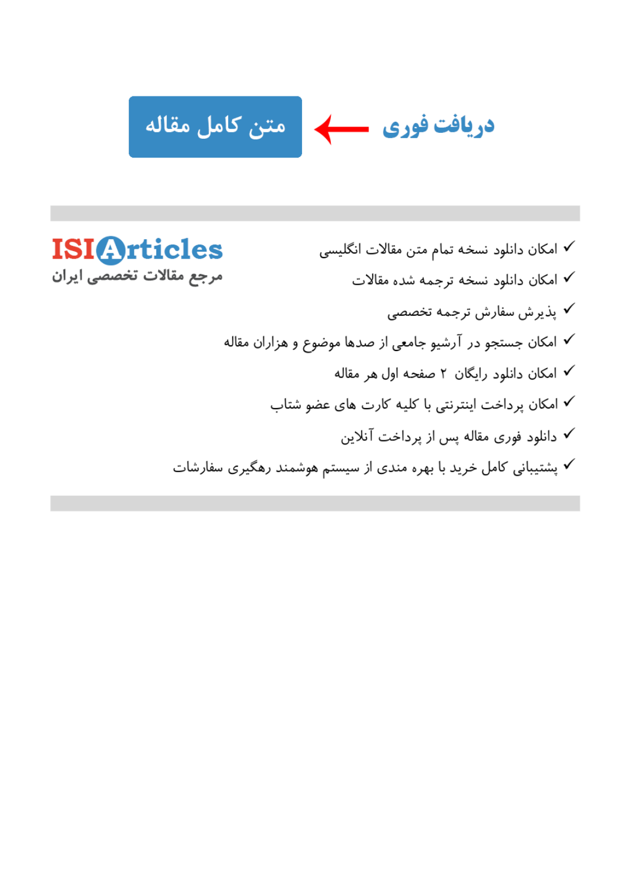دریافت فوری ← متن کامل مقاله

ISIArticles

مرجع مقالات تخصصی ایران

- ✓ امکان دانلود نسخه تمام متن مقالات انگلیسی
- ✓ امکان دانلود نسخه ترجمه شده مقالات
- ✓ پذیرش سفارش ترجمه تخصصی
- ✓ امکان جستجو در آرشیو جامعی از صدها موضوع و هزاران مقاله
- ✓ امکان دانلود رایگان ۲ صفحه اول هر مقاله
- ✓ امکان پرداخت اینترنتی با کلیه کارت های عضو شتاب
- ✓ دانلود فوری مقاله پس از پرداخت آنلاین
- ✓ پشتیبانی کامل خرید با بهره مندی از سیستم هوشمند رهگیری سفارشات